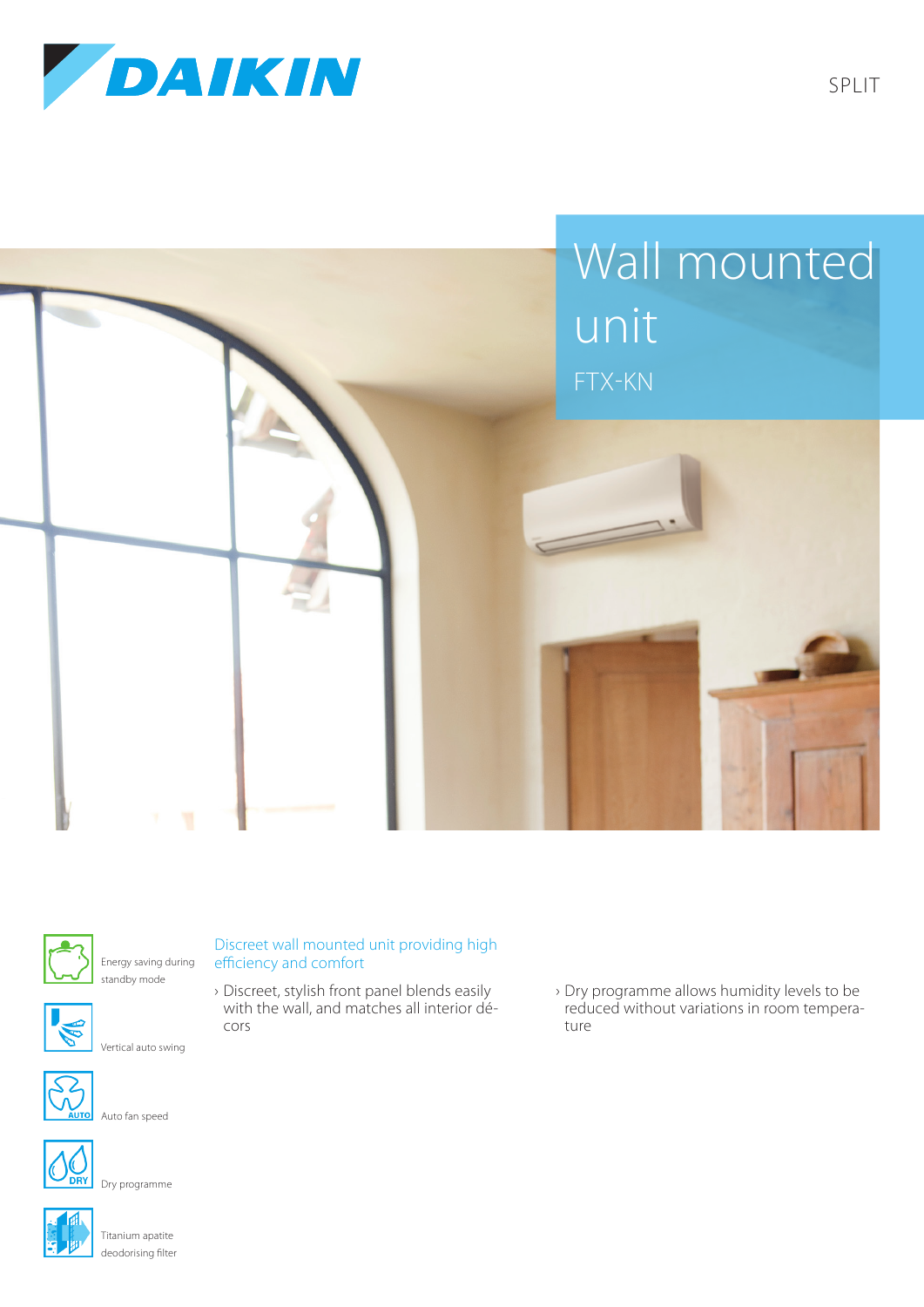DAIKIN

SPLIT

# Wall mounted unit

## FTX-KN

Energy saving during standby mode

Vertical auto swing

Auto fan speed

Dry programme

Titanium apatite deodorising filter

### Discreet wall mounted unit providing high efficiency and comfort

- Discreet, stylish front panel blends easily with the wall, and matches all interior décors
- Dry programme allows humidity levels to be reduced without variations in room temperature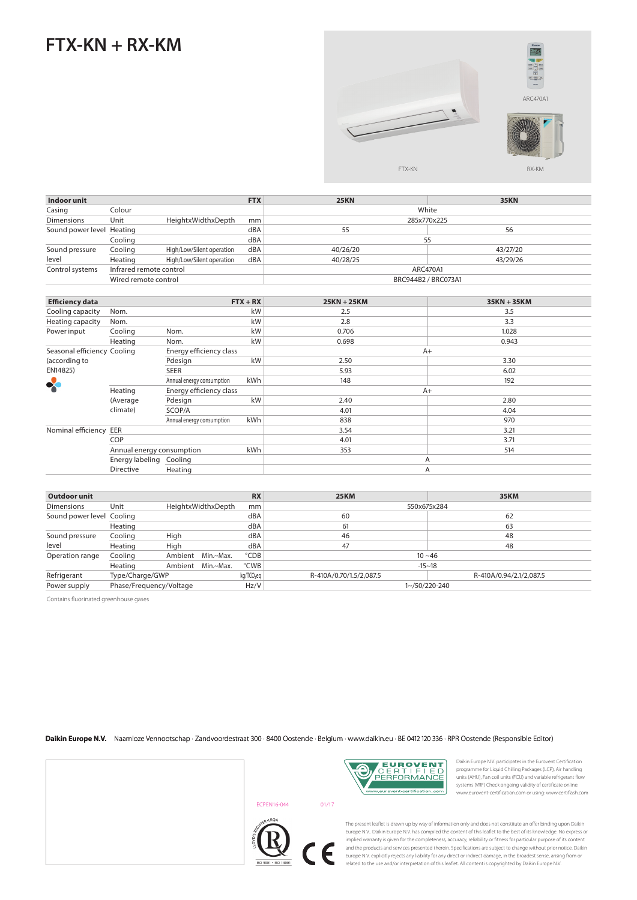# FTX-KN + RX-KM

ARC470A1

FTX-KN

RX-KM

| Indoor unit | | | FTX | 25KN | 35KN |
|---|---|---|---|---|---|
| Casing | Colour | | | White | |
| Dimensions | Unit | HeightxWidthxDepth | mm | 285x770x225 | |
| Sound power level | Heating | | dBA | 55 | 56 |
| | Cooling | | dBA | 55 | |
| Sound pressure level | Cooling | High/Low/Silent operation | dBA | 40/26/20 | 43/27/20 |
| | Heating | High/Low/Silent operation | dBA | 40/28/25 | 43/29/26 |
| Control systems | Infrared remote control | | | ARC470A1 | |
| | Wired remote control | | | BRC944B2 / BRC073A1 | |

| Efficiency data | | | FTX + RX | 25KN + 25KM | 35KN + 35KM |
|---|---|---|---|---|---|
| Cooling capacity | Nom. | | kW | 2.5 | 3.5 |
| Heating capacity | Nom. | | kW | 2.8 | 3.3 |
| Power input | Cooling | Nom. | kW | 0.706 | 1.028 |
| | Heating | Nom. | kW | 0.698 | 0.943 |
| Seasonal efficiency (according to EN14825) | Cooling | Energy efficiency class | | A+ | |
| | | Pdesign | kW | 2.50 | 3.30 |
| | | SEER | | 5.93 | 6.02 |
| | | Annual energy consumption | kWh | 148 | 192 |
| | Heating (Average climate) | Energy efficiency class | | A+ | |
| | | Pdesign | kW | 2.40 | 2.80 |
| | | SCOP/A | | 4.01 | 4.04 |
| | | Annual energy consumption | kWh | 838 | 970 |
| Nominal efficiency | EER | | | 3.54 | 3.21 |
| | COP | | | 4.01 | 3.71 |
| | Annual energy consumption | | kWh | 353 | 514 |
| | Energy labeling Directive | Cooling | | A | |
| | | Heating | | A | |

| Outdoor unit | | | | RX | 25KM | 35KM |
|---|---|---|---|---|---|---|
| Dimensions | Unit | HeightxWidthxDepth | | mm | 550x675x284 | |
| Sound power level | Cooling | | | dBA | 60 | 62 |
| | Heating | | | dBA | 61 | 63 |
| Sound pressure level | Cooling | High | | dBA | 46 | 48 |
| | Heating | High | | dBA | 47 | 48 |
| Operation range | Cooling | Ambient | Min.~Max. | °CDB | 10 ~46 | |
| | Heating | Ambient | Min.~Max. | °CWB | -15~18 | |
| Refrigerant | Type/Charge/GWP | | | kg/$TCO_2$eq | R-410A/0.70/1.5/2,087.5 | R-410A/0.94/2.1/2,087.5 |
| Power supply | Phase/Frequency/Voltage | | | Hz/V | 1~/50/220-240 | |

Contains fluorinated greenhouse gases

**Daikin Europe N.V.** Naamloze Vennootschap · Zandvoordestraat 300 · 8400 Oostende · Belgium · www.daikin.eu · BE 0412 120 336 · RPR Oostende (Responsible Editor)

EUROVENT CERTIFIED PERFORMANCE www.eurovent-certification.com

Daikin Europe N.V. participates in the Eurovent Certification programme for Liquid Chilling Packages (LCP), Air handling units (AHU), Fan coil units (FCU) and variable refrigerant flow systems (VRF) Check ongoing validity of certificate online: www.eurovent-certification.com or using: www.certiflash.com

ECPEN16-044 01/17

LLOYD'S REGISTER LRQA ISO 9001 · ISO 14001

CE

The present leaflet is drawn up by way of information only and does not constitute an offer binding upon Daikin Europe N.V.. Daikin Europe N.V. has compiled the content of this leaflet to the best of its knowledge. No express or implied warranty is given for the completeness, accuracy, reliability or fitness for particular purpose of its content and the products and services presented therein. Specifications are subject to change without prior notice. Daikin Europe N.V. explicitly rejects any liability for any direct or indirect damage, in the broadest sense, arising from or related to the use and/or interpretation of this leaflet. All content is copyrighted by Daikin Europe N.V.